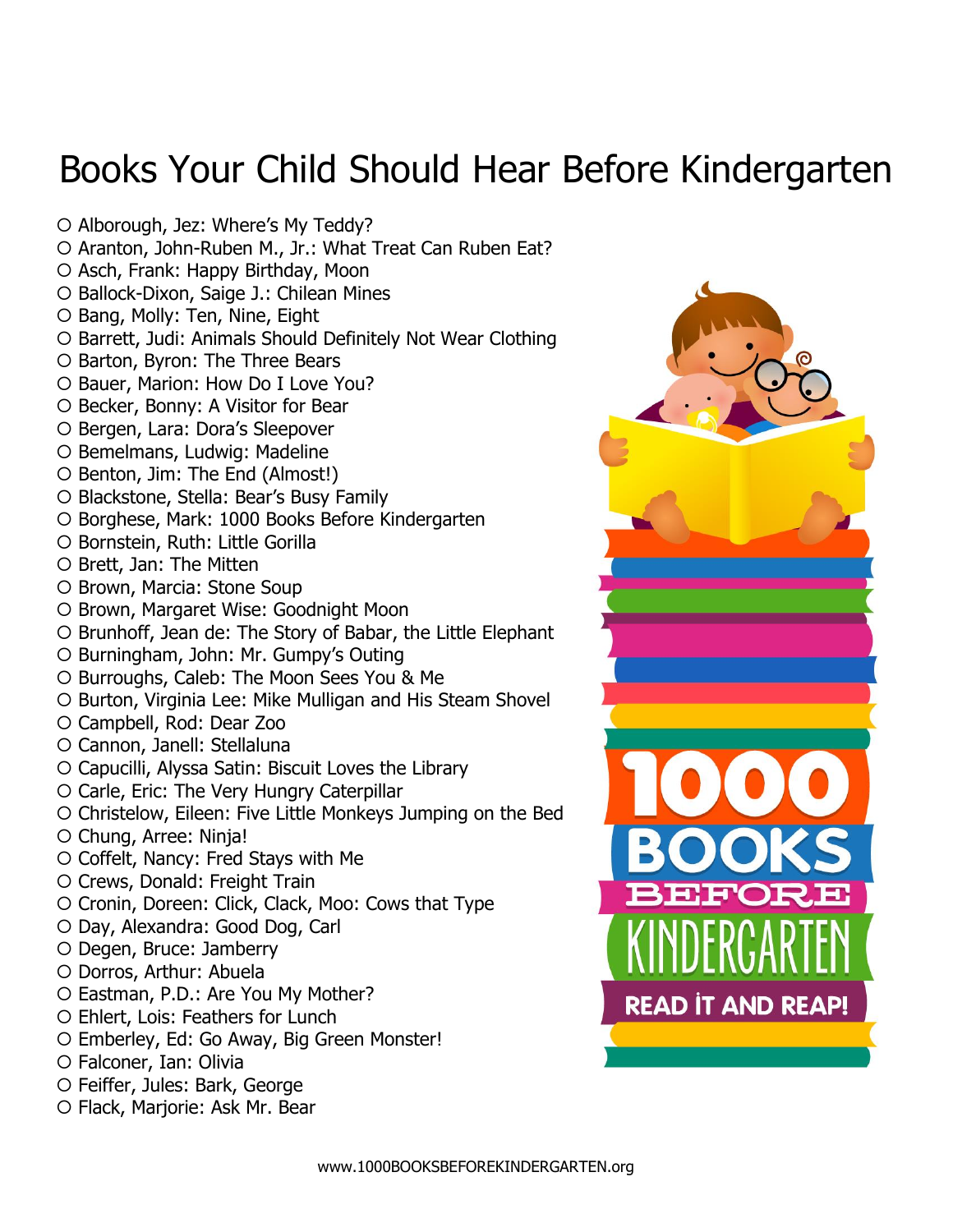# Books Your Child Should Hear Before Kindergarten

- ○ Alborough, Jez: Where's My Teddy?
- ○ Aranton, John-Ruben M., Jr.: What Treat Can Ruben Eat?
- ○ Asch, Frank: Happy Birthday, Moon
- ○ Ballock-Dixon, Saige J.: Chilean Mines
- ○ Bang, Molly: Ten, Nine, Eight
- ○ Barrett, Judi: Animals Should Definitely Not Wear Clothing
- ○ Barton, Byron: The Three Bears
- ○ Bauer, Marion: How Do I Love You?
- ○ Becker, Bonny: A Visitor for Bear
- ○ Bergen, Lara: Dora's Sleepover
- ○ Bemelmans, Ludwig: Madeline
- ○ Benton, Jim: The End (Almost!)
- ○ Blackstone, Stella: Bear's Busy Family
- ○ Borghese, Mark: 1000 Books Before Kindergarten
- ○ Bornstein, Ruth: Little Gorilla
- ○ Brett, Jan: The Mitten
- ○ Brown, Marcia: Stone Soup
- ○ Brown, Margaret Wise: Goodnight Moon
- ○ Brunhoff, Jean de: The Story of Babar, the Little Elephant
- ○ Burningham, John: Mr. Gumpy's Outing
- ○ Burroughs, Caleb: The Moon Sees You & Me
- ○ Burton, Virginia Lee: Mike Mulligan and His Steam Shovel
- ○ Campbell, Rod: Dear Zoo
- ○ Cannon, Janell: Stellaluna
- ○ Capucilli, Alyssa Satin: Biscuit Loves the Library
- ○ Carle, Eric: The Very Hungry Caterpillar
- ○ Christelow, Eileen: Five Little Monkeys Jumping on the Bed
- ○ Chung, Arree: Ninja!
- ○ Coffelt, Nancy: Fred Stays with Me
- ○ Crews, Donald: Freight Train
- ○ Cronin, Doreen: Click, Clack, Moo: Cows that Type
- ○ Day, Alexandra: Good Dog, Carl
- ○ Degen, Bruce: Jamberry
- ○ Dorros, Arthur: Abuela
- ○ Eastman, P.D.: Are You My Mother?
- ○ Ehlert, Lois: Feathers for Lunch
- ○ Emberley, Ed: Go Away, Big Green Monster!
- ○ Falconer, Ian: Olivia
- ○ Feiffer, Jules: Bark, George
- ○ Flack, Marjorie: Ask Mr. Bear

1000 BOOKS BEFORE KINDERGARTEN
READ IT AND REAP!

www.1000BOOKSBEFOREKINDERGARTEN.org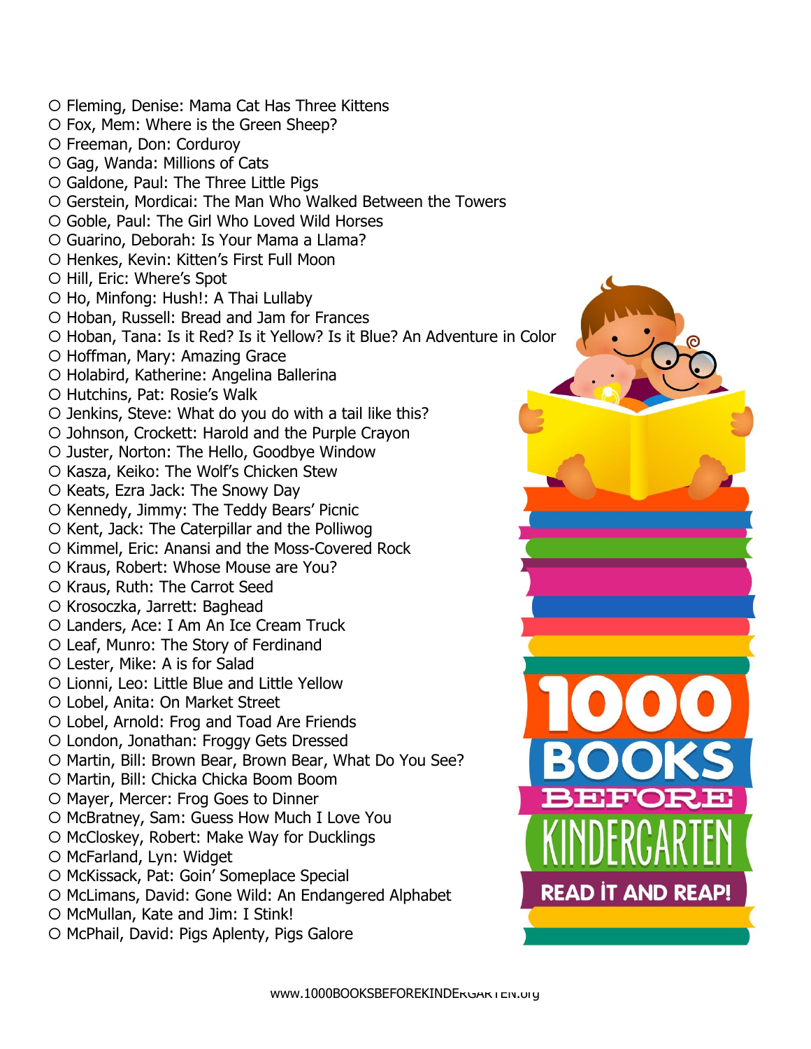- ○ Fleming, Denise: Mama Cat Has Three Kittens
- ○ Fox, Mem: Where is the Green Sheep?
- ○ Freeman, Don: Corduroy
- ○ Gag, Wanda: Millions of Cats
- ○ Galdone, Paul: The Three Little Pigs
- ○ Gerstein, Mordicai: The Man Who Walked Between the Towers
- ○ Goble, Paul: The Girl Who Loved Wild Horses
- ○ Guarino, Deborah: Is Your Mama a Llama?
- ○ Henkes, Kevin: Kitten's First Full Moon
- ○ Hill, Eric: Where's Spot
- ○ Ho, Minfong: Hush!: A Thai Lullaby
- ○ Hoban, Russell: Bread and Jam for Frances
- ○ Hoban, Tana: Is it Red? Is it Yellow? Is it Blue? An Adventure in Color
- ○ Hoffman, Mary: Amazing Grace
- ○ Holabird, Katherine: Angelina Ballerina
- ○ Hutchins, Pat: Rosie's Walk
- ○ Jenkins, Steve: What do you do with a tail like this?
- ○ Johnson, Crockett: Harold and the Purple Crayon
- ○ Juster, Norton: The Hello, Goodbye Window
- ○ Kasza, Keiko: The Wolf's Chicken Stew
- ○ Keats, Ezra Jack: The Snowy Day
- ○ Kennedy, Jimmy: The Teddy Bears' Picnic
- ○ Kent, Jack: The Caterpillar and the Polliwog
- ○ Kimmel, Eric: Anansi and the Moss-Covered Rock
- ○ Kraus, Robert: Whose Mouse are You?
- ○ Kraus, Ruth: The Carrot Seed
- ○ Krosoczka, Jarrett: Baghead
- ○ Landers, Ace: I Am An Ice Cream Truck
- ○ Leaf, Munro: The Story of Ferdinand
- ○ Lester, Mike: A is for Salad
- ○ Lionni, Leo: Little Blue and Little Yellow
- ○ Lobel, Anita: On Market Street
- ○ Lobel, Arnold: Frog and Toad Are Friends
- ○ London, Jonathan: Froggy Gets Dressed
- ○ Martin, Bill: Brown Bear, Brown Bear, What Do You See?
- ○ Martin, Bill: Chicka Chicka Boom Boom
- ○ Mayer, Mercer: Frog Goes to Dinner
- ○ McBratney, Sam: Guess How Much I Love You
- ○ McCloskey, Robert: Make Way for Ducklings
- ○ McFarland, Lyn: Widget
- ○ McKissack, Pat: Goin' Someplace Special
- ○ McLimans, David: Gone Wild: An Endangered Alphabet
- ○ McMullan, Kate and Jim: I Stink!
- ○ McPhail, David: Pigs Aplenty, Pigs Galore

1000 BOOKS BEFORE KINDERGARTEN
READ IT AND REAP!

www.1000BOOKSBEFOREKINDERGARTEN.org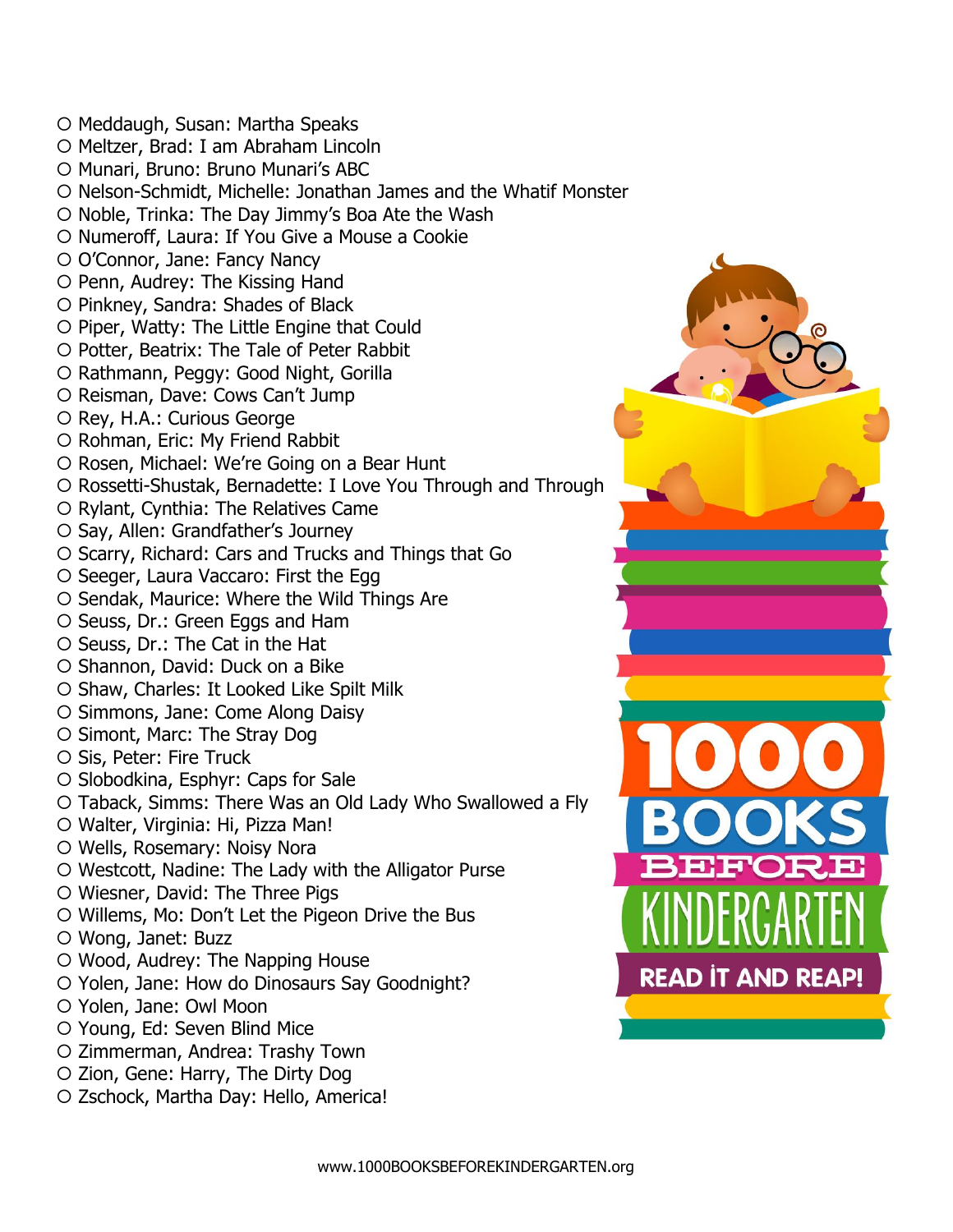- ○ Meddaugh, Susan: Martha Speaks
- ○ Meltzer, Brad: I am Abraham Lincoln
- ○ Munari, Bruno: Bruno Munari's ABC
- ○ Nelson-Schmidt, Michelle: Jonathan James and the Whatif Monster
- ○ Noble, Trinka: The Day Jimmy's Boa Ate the Wash
- ○ Numeroff, Laura: If You Give a Mouse a Cookie
- ○ O'Connor, Jane: Fancy Nancy
- ○ Penn, Audrey: The Kissing Hand
- ○ Pinkney, Sandra: Shades of Black
- ○ Piper, Watty: The Little Engine that Could
- ○ Potter, Beatrix: The Tale of Peter Rabbit
- ○ Rathmann, Peggy: Good Night, Gorilla
- ○ Reisman, Dave: Cows Can't Jump
- ○ Rey, H.A.: Curious George
- ○ Rohman, Eric: My Friend Rabbit
- ○ Rosen, Michael: We're Going on a Bear Hunt
- ○ Rossetti-Shustak, Bernadette: I Love You Through and Through
- ○ Rylant, Cynthia: The Relatives Came
- ○ Say, Allen: Grandfather's Journey
- ○ Scarry, Richard: Cars and Trucks and Things that Go
- ○ Seeger, Laura Vaccaro: First the Egg
- ○ Sendak, Maurice: Where the Wild Things Are
- ○ Seuss, Dr.: Green Eggs and Ham
- ○ Seuss, Dr.: The Cat in the Hat
- ○ Shannon, David: Duck on a Bike
- ○ Shaw, Charles: It Looked Like Spilt Milk
- ○ Simmons, Jane: Come Along Daisy
- ○ Simont, Marc: The Stray Dog
- ○ Sis, Peter: Fire Truck
- ○ Slobodkina, Esphyr: Caps for Sale
- ○ Taback, Simms: There Was an Old Lady Who Swallowed a Fly
- ○ Walter, Virginia: Hi, Pizza Man!
- ○ Wells, Rosemary: Noisy Nora
- ○ Westcott, Nadine: The Lady with the Alligator Purse
- ○ Wiesner, David: The Three Pigs
- ○ Willems, Mo: Don't Let the Pigeon Drive the Bus
- ○ Wong, Janet: Buzz
- ○ Wood, Audrey: The Napping House
- ○ Yolen, Jane: How do Dinosaurs Say Goodnight?
- ○ Yolen, Jane: Owl Moon
- ○ Young, Ed: Seven Blind Mice
- ○ Zimmerman, Andrea: Trashy Town
- ○ Zion, Gene: Harry, The Dirty Dog
- ○ Zschock, Martha Day: Hello, America!

1000 BOOKS BEFORE KINDERGARTEN

READ IT AND REAP!

www.1000BOOKSBEFOREKINDERGARTEN.org